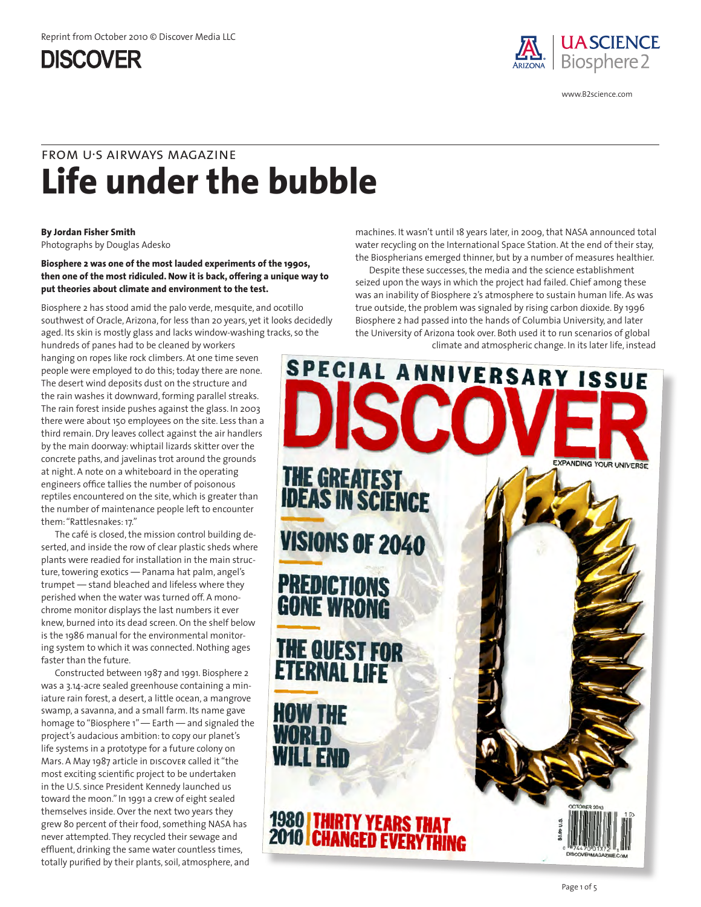Reprint from October 2010 © Discover Media LLC

**DISCOVER**

UA SCIENCE Biosphere 2

www.B2science.com

FROM U·S AIRWAYS MAGAZINE

# Life under the bubble

**By Jordan Fisher Smith**
Photographs by Douglas Adesko

**Biosphere 2 was one of the most lauded experiments of the 1990s, then one of the most ridiculed. Now it is back, offering a unique way to put theories about climate and environment to the test.**

Biosphere 2 has stood amid the palo verde, mesquite, and ocotillo southwest of Oracle, Arizona, for less than 20 years, yet it looks decidedly aged. Its skin is mostly glass and lacks window-washing tracks, so the hundreds of panes had to be cleaned by workers hanging on ropes like rock climbers. At one time seven people were employed to do this; today there are none. The desert wind deposits dust on the structure and the rain washes it downward, forming parallel streaks. The rain forest inside pushes against the glass. In 2003 there were about 150 employees on the site. Less than a third remain. Dry leaves collect against the air handlers by the main doorway: whiptail lizards skitter over the concrete paths, and javelinas trot around the grounds at night. A note on a whiteboard in the operating engineers office tallies the number of poisonous reptiles encountered on the site, which is greater than the number of maintenance people left to encounter them: "Rattlesnakes: 17."

The café is closed, the mission control building deserted, and inside the row of clear plastic sheds where plants were readied for installation in the main structure, towering exotics — Panama hat palm, angel's trumpet — stand bleached and lifeless where they perished when the water was turned off. A monochrome monitor displays the last numbers it ever knew, burned into its dead screen. On the shelf below is the 1986 manual for the environmental monitoring system to which it was connected. Nothing ages faster than the future.

Constructed between 1987 and 1991. Biosphere 2 was a 3.14-acre sealed greenhouse containing a miniature rain forest, a desert, a little ocean, a mangrove swamp, a savanna, and a small farm. Its name gave homage to "Biosphere 1" — Earth — and signaled the project's audacious ambition: to copy our planet's life systems in a prototype for a future colony on Mars. A May 1987 article in DISCOVER called it "the most exciting scientific project to be undertaken in the U.S. since President Kennedy launched us toward the moon." In 1991 a crew of eight sealed themselves inside. Over the next two years they grew 80 percent of their food, something NASA has never attempted. They recycled their sewage and effluent, drinking the same water countless times, totally purified by their plants, soil, atmosphere, and machines. It wasn't until 18 years later, in 2009, that NASA announced total water recycling on the International Space Station. At the end of their stay, the Biospherians emerged thinner, but by a number of measures healthier.

Despite these successes, the media and the science establishment seized upon the ways in which the project had failed. Chief among these was an inability of Biosphere 2's atmosphere to sustain human life. As was true outside, the problem was signaled by rising carbon dioxide. By 1996 Biosphere 2 had passed into the hands of Columbia University, and later the University of Arizona took over. Both used it to run scenarios of global climate and atmospheric change. In its later life, instead

SPECIAL ANNIVERSARY ISSUE
DISCOVER
EXPANDING YOUR UNIVERSE
THE GREATEST IDEAS IN SCIENCE
VISIONS OF 2040
PREDICTIONS GONE WRONG
THE QUEST FOR ETERNAL LIFE
HOW THE WORLD WILL END
1980 2010 THIRTY YEARS THAT CHANGED EVERYTHING
OCTOBER 2010
DISCOVERMAGAZINE.COM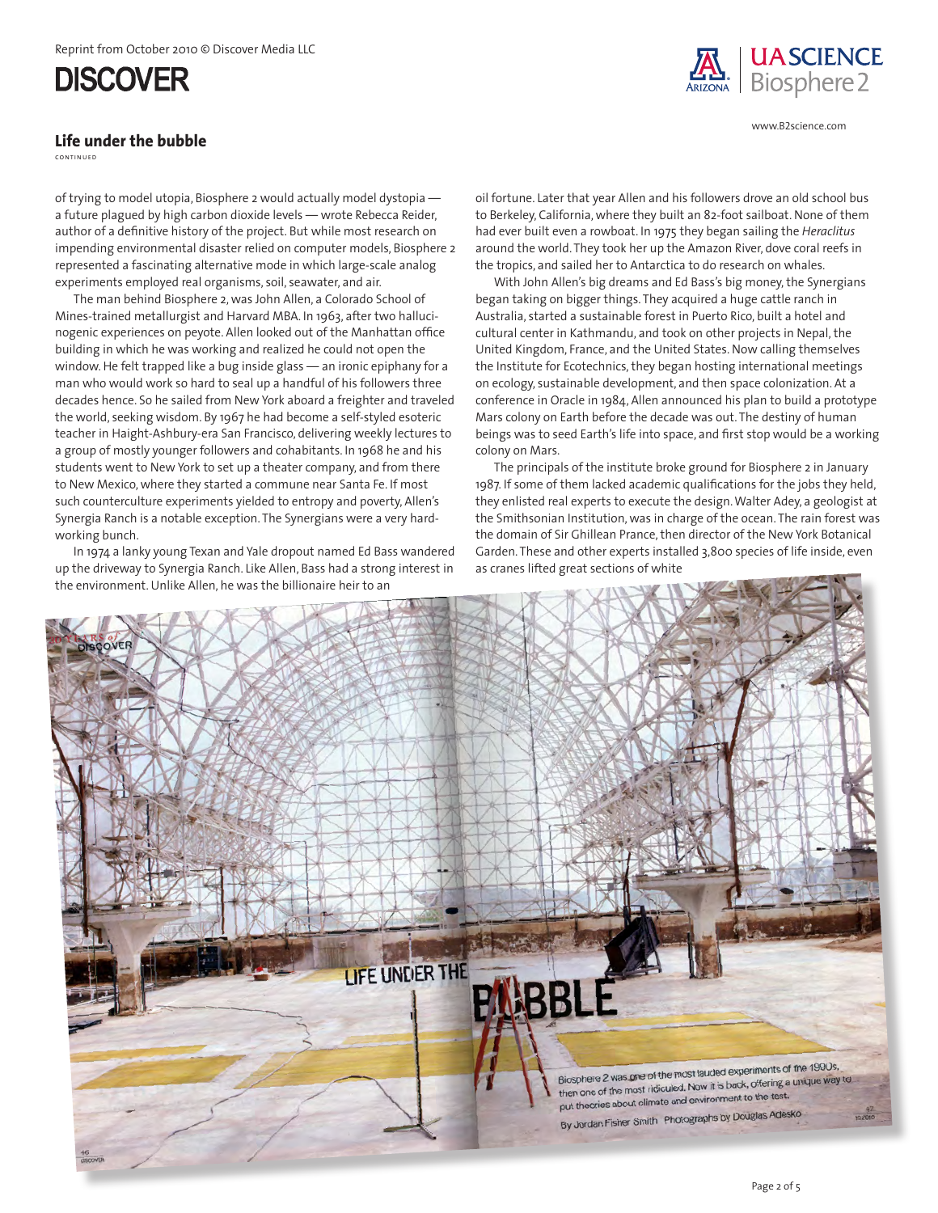## Life under the bubble

CONTINUED

of trying to model utopia, Biosphere 2 would actually model dystopia — a future plagued by high carbon dioxide levels — wrote Rebecca Reider, author of a definitive history of the project. But while most research on impending environmental disaster relied on computer models, Biosphere 2 represented a fascinating alternative mode in which large-scale analog experiments employed real organisms, soil, seawater, and air.

The man behind Biosphere 2, was John Allen, a Colorado School of Mines-trained metallurgist and Harvard MBA. In 1963, after two hallucinogenic experiences on peyote. Allen looked out of the Manhattan office building in which he was working and realized he could not open the window. He felt trapped like a bug inside glass — an ironic epiphany for a man who would work so hard to seal up a handful of his followers three decades hence. So he sailed from New York aboard a freighter and traveled the world, seeking wisdom. By 1967 he had become a self-styled esoteric teacher in Haight-Ashbury-era San Francisco, delivering weekly lectures to a group of mostly younger followers and cohabitants. In 1968 he and his students went to New York to set up a theater company, and from there to New Mexico, where they started a commune near Santa Fe. If most such counterculture experiments yielded to entropy and poverty, Allen's Synergia Ranch is a notable exception. The Synergians were a very hard-working bunch.

In 1974 a lanky young Texan and Yale dropout named Ed Bass wandered up the driveway to Synergia Ranch. Like Allen, Bass had a strong interest in the environment. Unlike Allen, he was the billionaire heir to an oil fortune. Later that year Allen and his followers drove an old school bus to Berkeley, California, where they built an 82-foot sailboat. None of them had ever built even a rowboat. In 1975 they began sailing the *Heraclitus* around the world. They took her up the Amazon River, dove coral reefs in the tropics, and sailed her to Antarctica to do research on whales.

With John Allen's big dreams and Ed Bass's big money, the Synergians began taking on bigger things. They acquired a huge cattle ranch in Australia, started a sustainable forest in Puerto Rico, built a hotel and cultural center in Kathmandu, and took on other projects in Nepal, the United Kingdom, France, and the United States. Now calling themselves the Institute for Ecotechnics, they began hosting international meetings on ecology, sustainable development, and then space colonization. At a conference in Oracle in 1984, Allen announced his plan to build a prototype Mars colony on Earth before the decade was out. The destiny of human beings was to seed Earth's life into space, and first stop would be a working colony on Mars.

The principals of the institute broke ground for Biosphere 2 in January 1987. If some of them lacked academic qualifications for the jobs they held, they enlisted real experts to execute the design. Walter Adey, a geologist at the Smithsonian Institution, was in charge of the ocean. The rain forest was the domain of Sir Ghillean Prance, then director of the New York Botanical Garden. These and other experts installed 3,800 species of life inside, even as cranes lifted great sections of white

LIFE UNDER THE BUBBLE

Biosphere 2 was one of the most lauded experiments of the 1990s, then one of the most ridiculed. Now it is back, offering a unique way to put theories about climate and environment to the test.

By Jordan Fisher Smith Photographs by Douglas Adesko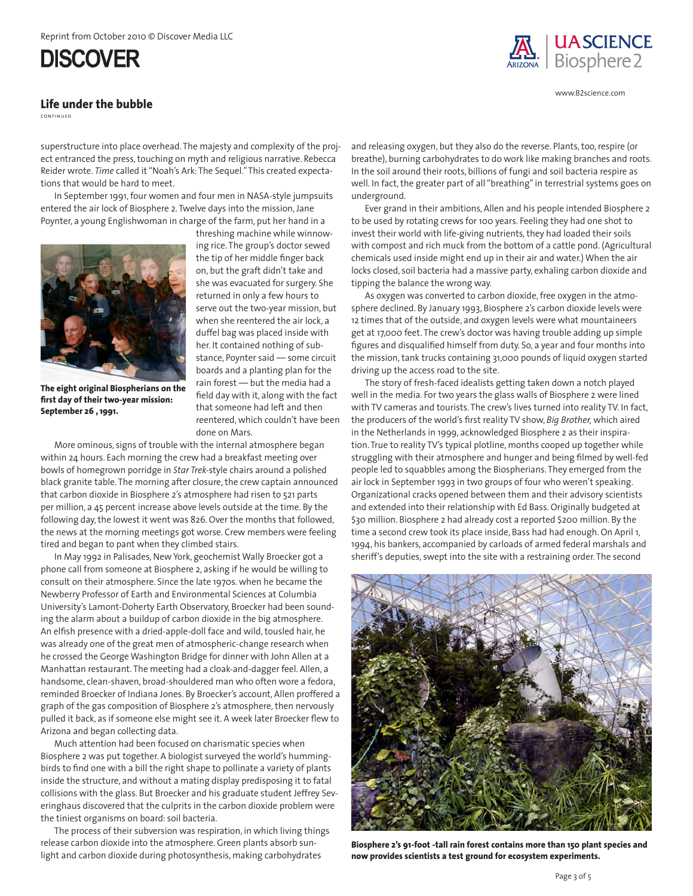## Life under the bubble

CONTINUED

superstructure into place overhead. The majesty and complexity of the project entranced the press, touching on myth and religious narrative. Rebecca Reider wrote. *Time* called it "Noah's Ark: The Sequel." This created expectations that would be hard to meet.

In September 1991, four women and four men in NASA-style jumpsuits entered the air lock of Biosphere 2. Twelve days into the mission, Jane Poynter, a young Englishwoman in charge of the farm, put her hand in a threshing machine while winnowing rice. The group's doctor sewed the tip of her middle finger back on, but the graft didn't take and she was evacuated for surgery. She returned in only a few hours to serve out the two-year mission, but when she reentered the air lock, a duffel bag was placed inside with her. It contained nothing of substance, Poynter said — some circuit boards and a planting plan for the rain forest — but the media had a field day with it, along with the fact that someone had left and then reentered, which couldn't have been done on Mars.

**The eight original Biospherians on the first day of their two-year mission: September 26 , 1991.**

More ominous, signs of trouble with the internal atmosphere began within 24 hours. Each morning the crew had a breakfast meeting over bowls of homegrown porridge in *Star Trek*-style chairs around a polished black granite table. The morning after closure, the crew captain announced that carbon dioxide in Biosphere 2's atmosphere had risen to 521 parts per million, a 45 percent increase above levels outside at the time. By the following day, the lowest it went was 826. Over the months that followed, the news at the morning meetings got worse. Crew members were feeling tired and began to pant when they climbed stairs.

In May 1992 in Palisades, New York, geochemist Wally Broecker got a phone call from someone at Biosphere 2, asking if he would be willing to consult on their atmosphere. Since the late 1970s. when he became the Newberry Professor of Earth and Environmental Sciences at Columbia University's Lamont-Doherty Earth Observatory, Broecker had been sounding the alarm about a buildup of carbon dioxide in the big atmosphere. An elfish presence with a dried-apple-doll face and wild, tousled hair, he was already one of the great men of atmospheric-change research when he crossed the George Washington Bridge for dinner with John Allen at a Manhattan restaurant. The meeting had a cloak-and-dagger feel. Allen, a handsome, clean-shaven, broad-shouldered man who often wore a fedora, reminded Broecker of Indiana Jones. By Broecker's account, Allen proffered a graph of the gas composition of Biosphere 2's atmosphere, then nervously pulled it back, as if someone else might see it. A week later Broecker flew to Arizona and began collecting data.

Much attention had been focused on charismatic species when Biosphere 2 was put together. A biologist surveyed the world's hummingbirds to find one with a bill the right shape to pollinate a variety of plants inside the structure, and without a mating display predisposing it to fatal collisions with the glass. But Broecker and his graduate student Jeffrey Severinghaus discovered that the culprits in the carbon dioxide problem were the tiniest organisms on board: soil bacteria.

The process of their subversion was respiration, in which living things release carbon dioxide into the atmosphere. Green plants absorb sunlight and carbon dioxide during photosynthesis, making carbohydrates and releasing oxygen, but they also do the reverse. Plants, too, respire (or breathe), burning carbohydrates to do work like making branches and roots. In the soil around their roots, billions of fungi and soil bacteria respire as well. In fact, the greater part of all "breathing" in terrestrial systems goes on underground.

Ever grand in their ambitions, Allen and his people intended Biosphere 2 to be used by rotating crews for 100 years. Feeling they had one shot to invest their world with life-giving nutrients, they had loaded their soils with compost and rich muck from the bottom of a cattle pond. (Agricultural chemicals used inside might end up in their air and water.) When the air locks closed, soil bacteria had a massive party, exhaling carbon dioxide and tipping the balance the wrong way.

As oxygen was converted to carbon dioxide, free oxygen in the atmosphere declined. By January 1993, Biosphere 2's carbon dioxide levels were 12 times that of the outside, and oxygen levels were what mountaineers get at 17,000 feet. The crew's doctor was having trouble adding up simple figures and disqualified himself from duty. So, a year and four months into the mission, tank trucks containing 31,000 pounds of liquid oxygen started driving up the access road to the site.

The story of fresh-faced idealists getting taken down a notch played well in the media. For two years the glass walls of Biosphere 2 were lined with TV cameras and tourists. The crew's lives turned into reality TV. In fact, the producers of the world's first reality TV show, *Big Brother,* which aired in the Netherlands in 1999, acknowledged Biosphere 2 as their inspiration. True to reality TV's typical plotline, months cooped up together while struggling with their atmosphere and hunger and being filmed by well-fed people led to squabbles among the Biospherians. They emerged from the air lock in September 1993 in two groups of four who weren't speaking. Organizational cracks opened between them and their advisory scientists and extended into their relationship with Ed Bass. Originally budgeted at $30 million. Biosphere 2 had already cost a reported $200 million. By the time a second crew took its place inside, Bass had had enough. On April 1, 1994, his bankers, accompanied by carloads of armed federal marshals and sheriff's deputies, swept into the site with a restraining order. The second

**Biosphere 2's 91-foot -tall rain forest contains more than 150 plant species and now provides scientists a test ground for ecosystem experiments.**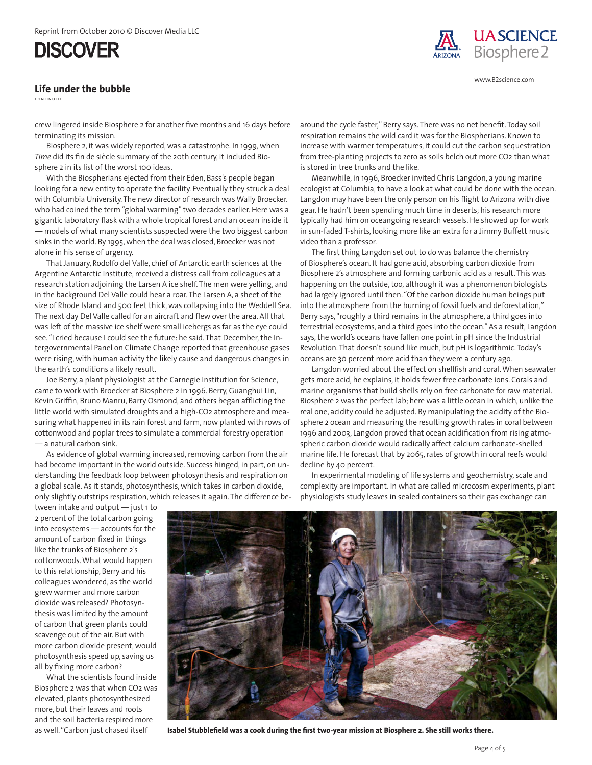## Life under the bubble

CONTINUED

crew lingered inside Biosphere 2 for another five months and 16 days before terminating its mission.

Biosphere 2, it was widely reported, was a catastrophe. In 1999, when *Time* did its fin de siècle summary of the 20th century, it included Biosphere 2 in its list of the worst 100 ideas.

With the Biospherians ejected from their Eden, Bass's people began looking for a new entity to operate the facility. Eventually they struck a deal with Columbia University. The new director of research was Wally Broecker. who had coined the term "global warming" two decades earlier. Here was a gigantic laboratory flask with a whole tropical forest and an ocean inside it — models of what many scientists suspected were the two biggest carbon sinks in the world. By 1995, when the deal was closed, Broecker was not alone in his sense of urgency.

That January, Rodolfo del Valle, chief of Antarctic earth sciences at the Argentine Antarctic Institute, received a distress call from colleagues at a research station adjoining the Larsen A ice shelf. The men were yelling, and in the background Del Valle could hear a roar. The Larsen A, a sheet of the size of Rhode Island and 500 feet thick, was collapsing into the Weddell Sea. The next day Del Valle called for an aircraft and flew over the area. All that was left of the massive ice shelf were small icebergs as far as the eye could see. "I cried because I could see the future: he said. That December, the Intergovernmental Panel on Climate Change reported that greenhouse gases were rising, with human activity the likely cause and dangerous changes in the earth's conditions a likely result.

Joe Berry, a plant physiologist at the Carnegie Institution for Science, came to work with Broecker at Biosphere 2 in 1996. Berry, Guanghui Lin, Kevin Griffin, Bruno Manru, Barry Osmond, and others began afflicting the little world with simulated droughts and a high-CO2 atmosphere and measuring what happened in its rain forest and farm, now planted with rows of cottonwood and poplar trees to simulate a commercial forestry operation — a natural carbon sink.

As evidence of global warming increased, removing carbon from the air had become important in the world outside. Success hinged, in part, on understanding the feedback loop between photosynthesis and respiration on a global scale. As it stands, photosynthesis, which takes in carbon dioxide, only slightly outstrips respiration, which releases it again. The difference between intake and output — just 1 to 2 percent of the total carbon going into ecosystems — accounts for the amount of carbon fixed in things like the trunks of Biosphere 2's cottonwoods. What would happen to this relationship, Berry and his colleagues wondered, as the world grew warmer and more carbon dioxide was released? Photosynthesis was limited by the amount of carbon that green plants could scavenge out of the air. But with more carbon dioxide present, would photosynthesis speed up, saving us all by fixing more carbon?

What the scientists found inside Biosphere 2 was that when CO2 was elevated, plants photosynthesized more, but their leaves and roots and the soil bacteria respired more as well. "Carbon just chased itself around the cycle faster," Berry says. There was no net benefit. Today soil respiration remains the wild card it was for the Biospherians. Known to increase with warmer temperatures, it could cut the carbon sequestration from tree-planting projects to zero as soils belch out more CO2 than what is stored in tree trunks and the like.

Meanwhile, in 1996, Broecker invited Chris Langdon, a young marine ecologist at Columbia, to have a look at what could be done with the ocean. Langdon may have been the only person on his flight to Arizona with dive gear. He hadn't been spending much time in deserts; his research more typically had him on oceangoing research vessels. He showed up for work in sun-faded T-shirts, looking more like an extra for a Jimmy Buffett music video than a professor.

The first thing Langdon set out to do was balance the chemistry of Biosphere's ocean. It had gone acid, absorbing carbon dioxide from Biosphere 2's atmosphere and forming carbonic acid as a result. This was happening on the outside, too, although it was a phenomenon biologists had largely ignored until then. "Of the carbon dioxide human beings put into the atmosphere from the burning of fossil fuels and deforestation," Berry says, "roughly a third remains in the atmosphere, a third goes into terrestrial ecosystems, and a third goes into the ocean." As a result, Langdon says, the world's oceans have fallen one point in pH since the Industrial Revolution. That doesn't sound like much, but pH is logarithmic. Today's oceans are 30 percent more acid than they were a century ago.

Langdon worried about the effect on shellfish and coral. When seawater gets more acid, he explains, it holds fewer free carbonate ions. Corals and marine organisms that build shells rely on free carbonate for raw material. Biosphere 2 was the perfect lab; here was a little ocean in which, unlike the real one, acidity could be adjusted. By manipulating the acidity of the Biosphere 2 ocean and measuring the resulting growth rates in coral between 1996 and 2003, Langdon proved that ocean acidification from rising atmospheric carbon dioxide would radically affect calcium carbonate-shelled marine life. He forecast that by 2065, rates of growth in coral reefs would decline by 40 percent.

In experimental modeling of life systems and geochemistry, scale and complexity are important. In what are called microcosm experiments, plant physiologists study leaves in sealed containers so their gas exchange can

**Isabel Stubblefield was a cook during the first two-year mission at Biosphere 2. She still works there.**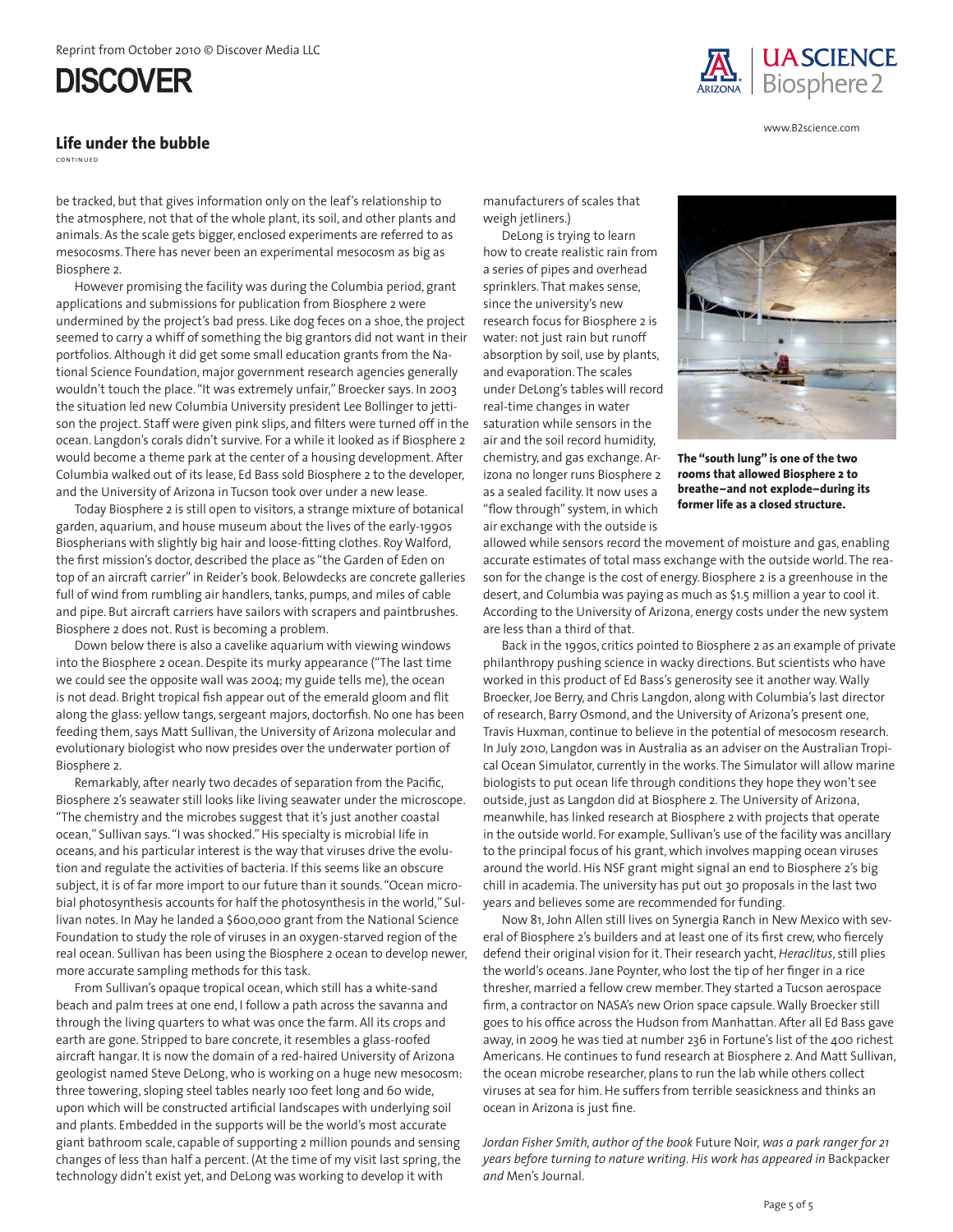## Life under the bubble

CONTINUED

be tracked, but that gives information only on the leaf's relationship to the atmosphere, not that of the whole plant, its soil, and other plants and animals. As the scale gets bigger, enclosed experiments are referred to as mesocosms. There has never been an experimental mesocosm as big as Biosphere 2.

However promising the facility was during the Columbia period, grant applications and submissions for publication from Biosphere 2 were undermined by the project's bad press. Like dog feces on a shoe, the project seemed to carry a whiff of something the big grantors did not want in their portfolios. Although it did get some small education grants from the National Science Foundation, major government research agencies generally wouldn't touch the place. "It was extremely unfair," Broecker says. In 2003 the situation led new Columbia University president Lee Bollinger to jettison the project. Staff were given pink slips, and filters were turned off in the ocean. Langdon's corals didn't survive. For a while it looked as if Biosphere 2 would become a theme park at the center of a housing development. After Columbia walked out of its lease, Ed Bass sold Biosphere 2 to the developer, and the University of Arizona in Tucson took over under a new lease.

Today Biosphere 2 is still open to visitors, a strange mixture of botanical garden, aquarium, and house museum about the lives of the early-1990s Biospherians with slightly big hair and loose-fitting clothes. Roy Walford, the first mission's doctor, described the place as "the Garden of Eden on top of an aircraft carrier" in Reider's book. Belowdecks are concrete galleries full of wind from rumbling air handlers, tanks, pumps, and miles of cable and pipe. But aircraft carriers have sailors with scrapers and paintbrushes. Biosphere 2 does not. Rust is becoming a problem.

Down below there is also a cavelike aquarium with viewing windows into the Biosphere 2 ocean. Despite its murky appearance ("The last time we could see the opposite wall was 2004; my guide tells me), the ocean is not dead. Bright tropical fish appear out of the emerald gloom and flit along the glass: yellow tangs, sergeant majors, doctorfish. No one has been feeding them, says Matt Sullivan, the University of Arizona molecular and evolutionary biologist who now presides over the underwater portion of Biosphere 2.

Remarkably, after nearly two decades of separation from the Pacific, Biosphere 2's seawater still looks like living seawater under the microscope. "The chemistry and the microbes suggest that it's just another coastal ocean," Sullivan says. "I was shocked." His specialty is microbial life in oceans, and his particular interest is the way that viruses drive the evolution and regulate the activities of bacteria. If this seems like an obscure subject, it is of far more import to our future than it sounds. "Ocean microbial photosynthesis accounts for half the photosynthesis in the world," Sullivan notes. In May he landed a $600,000 grant from the National Science Foundation to study the role of viruses in an oxygen-starved region of the real ocean. Sullivan has been using the Biosphere 2 ocean to develop newer, more accurate sampling methods for this task.

From Sullivan's opaque tropical ocean, which still has a white-sand beach and palm trees at one end, I follow a path across the savanna and through the living quarters to what was once the farm. All its crops and earth are gone. Stripped to bare concrete, it resembles a glass-roofed aircraft hangar. It is now the domain of a red-haired University of Arizona geologist named Steve DeLong, who is working on a huge new mesocosm: three towering, sloping steel tables nearly 100 feet long and 60 wide, upon which will be constructed artificial landscapes with underlying soil and plants. Embedded in the supports will be the world's most accurate giant bathroom scale, capable of supporting 2 million pounds and sensing changes of less than half a percent. (At the time of my visit last spring, the technology didn't exist yet, and DeLong was working to develop it with manufacturers of scales that weigh jetliners.)

DeLong is trying to learn how to create realistic rain from a series of pipes and overhead sprinklers. That makes sense, since the university's new research focus for Biosphere 2 is water: not just rain but runoff absorption by soil, use by plants, and evaporation. The scales under DeLong's tables will record real-time changes in water saturation while sensors in the air and the soil record humidity, chemistry, and gas exchange. Arizona no longer runs Biosphere 2 as a sealed facility. It now uses a "flow through" system, in which air exchange with the outside is allowed while sensors record the movement of moisture and gas, enabling accurate estimates of total mass exchange with the outside world. The reason for the change is the cost of energy. Biosphere 2 is a greenhouse in the desert, and Columbia was paying as much as $1.5 million a year to cool it. According to the University of Arizona, energy costs under the new system are less than a third of that.

**The "south lung" is one of the two rooms that allowed Biosphere 2 to breathe—and not explode—during its former life as a closed structure.**

Back in the 1990s, critics pointed to Biosphere 2 as an example of private philanthropy pushing science in wacky directions. But scientists who have worked in this product of Ed Bass's generosity see it another way. Wally Broecker, Joe Berry, and Chris Langdon, along with Columbia's last director of research, Barry Osmond, and the University of Arizona's present one, Travis Huxman, continue to believe in the potential of mesocosm research. In July 2010, Langdon was in Australia as an adviser on the Australian Tropical Ocean Simulator, currently in the works. The Simulator will allow marine biologists to put ocean life through conditions they hope they won't see outside, just as Langdon did at Biosphere 2. The University of Arizona, meanwhile, has linked research at Biosphere 2 with projects that operate in the outside world. For example, Sullivan's use of the facility was ancillary to the principal focus of his grant, which involves mapping ocean viruses around the world. His NSF grant might signal an end to Biosphere 2's big chill in academia. The university has put out 30 proposals in the last two years and believes some are recommended for funding.

Now 81, John Allen still lives on Synergia Ranch in New Mexico with several of Biosphere 2's builders and at least one of its first crew, who fiercely defend their original vision for it. Their research yacht, *Heraclitus*, still plies the world's oceans. Jane Poynter, who lost the tip of her finger in a rice thresher, married a fellow crew member. They started a Tucson aerospace firm, a contractor on NASA's new Orion space capsule. Wally Broecker still goes to his office across the Hudson from Manhattan. After all Ed Bass gave away, in 2009 he was tied at number 236 in Fortune's list of the 400 richest Americans. He continues to fund research at Biosphere 2. And Matt Sullivan, the ocean microbe researcher, plans to run the lab while others collect viruses at sea for him. He suffers from terrible seasickness and thinks an ocean in Arizona is just fine.

*Jordan Fisher Smith, author of the book* Future Noir, *was a park ranger for 21 years before turning to nature writing. His work has appeared in* Backpacker *and* Men's Journal.